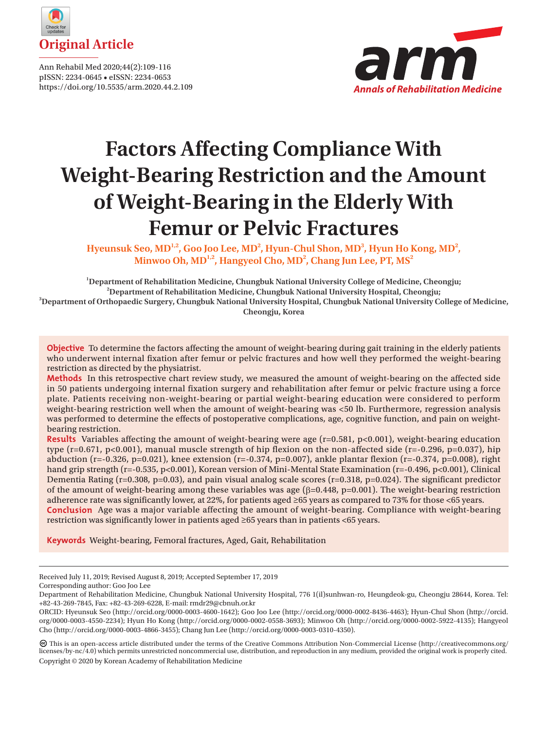Original Article

Ann Rehabil Med 2020;44(2):109-116
pISSN: 2234-0645 • eISSN: 2234-0653
https://doi.org/10.5535/arm.2020.44.2.109

# Factors Affecting Compliance With Weight-Bearing Restriction and the Amount of Weight-Bearing in the Elderly With Femur or Pelvic Fractures

Hyeunsuk Seo, MD[1,2], Goo Joo Lee, MD[2], Hyun-Chul Shon, MD[3], Hyun Ho Kong, MD[2], Minwoo Oh, MD[1,2], Hangyeol Cho, MD[2], Chang Jun Lee, PT, MS[2]

[1]Department of Rehabilitation Medicine, Chungbuk National University College of Medicine, Cheongju; [2]Department of Rehabilitation Medicine, Chungbuk National University Hospital, Cheongju; [3]Department of Orthopaedic Surgery, Chungbuk National University Hospital, Chungbuk National University College of Medicine, Cheongju, Korea

**Objective** To determine the factors affecting the amount of weight-bearing during gait training in the elderly patients who underwent internal fixation after femur or pelvic fractures and how well they performed the weight-bearing restriction as directed by the physiatrist.

**Methods** In this retrospective chart review study, we measured the amount of weight-bearing on the affected side in 50 patients undergoing internal fixation surgery and rehabilitation after femur or pelvic fracture using a force plate. Patients receiving non-weight-bearing or partial weight-bearing education were considered to perform weight-bearing restriction well when the amount of weight-bearing was <50 lb. Furthermore, regression analysis was performed to determine the effects of postoperative complications, age, cognitive function, and pain on weight-bearing restriction.

**Results** Variables affecting the amount of weight-bearing were age ($r=0.581$, $p<0.001$), weight-bearing education type ($r=0.671$, $p<0.001$), manual muscle strength of hip flexion on the non-affected side ($r=-0.296$, $p=0.037$), hip abduction ($r=-0.326$, $p=0.021$), knee extension ($r=-0.374$, $p=0.007$), ankle plantar flexion ($r=-0.374$, $p=0.008$), right hand grip strength ($r=-0.535$, $p<0.001$), Korean version of Mini-Mental State Examination ($r=-0.496$, $p<0.001$), Clinical Dementia Rating ($r=0.308$, $p=0.03$), and pain visual analog scale scores ($r=0.318$, $p=0.024$). The significant predictor of the amount of weight-bearing among these variables was age ($\beta=0.448$, $p=0.001$). The weight-bearing restriction adherence rate was significantly lower, at 22%, for patients aged ≥65 years as compared to 73% for those <65 years.

**Conclusion** Age was a major variable affecting the amount of weight-bearing. Compliance with weight-bearing restriction was significantly lower in patients aged ≥65 years than in patients <65 years.

**Keywords** Weight-bearing, Femoral fractures, Aged, Gait, Rehabilitation

Received July 11, 2019; Revised August 8, 2019; Accepted September 17, 2019

Corresponding author: Goo Joo Lee

Department of Rehabilitation Medicine, Chungbuk National University Hospital, 776 1(il)sunhwan-ro, Heungdeok-gu, Cheongju 28644, Korea. Tel: +82-43-269-7845, Fax: +82-43-269-6228, E-mail: rmdr29@cbnuh.or.kr

ORCID: Hyeunsuk Seo (http://orcid.org/0000-0003-4600-1642); Goo Joo Lee (http://orcid.org/0000-0002-8436-4463); Hyun-Chul Shon (http://orcid.org/0000-0003-4550-2234); Hyun Ho Kong (http://orcid.org/0000-0002-0558-3693); Minwoo Oh (http://orcid.org/0000-0002-5922-4135); Hangyeol Cho (http://orcid.org/0000-0003-4866-3455); Chang Jun Lee (http://orcid.org/0000-0003-0310-4350).

This is an open-access article distributed under the terms of the Creative Commons Attribution Non-Commercial License (http://creativecommons.org/licenses/by-nc/4.0) which permits unrestricted noncommercial use, distribution, and reproduction in any medium, provided the original work is properly cited.

Copyright © 2020 by Korean Academy of Rehabilitation Medicine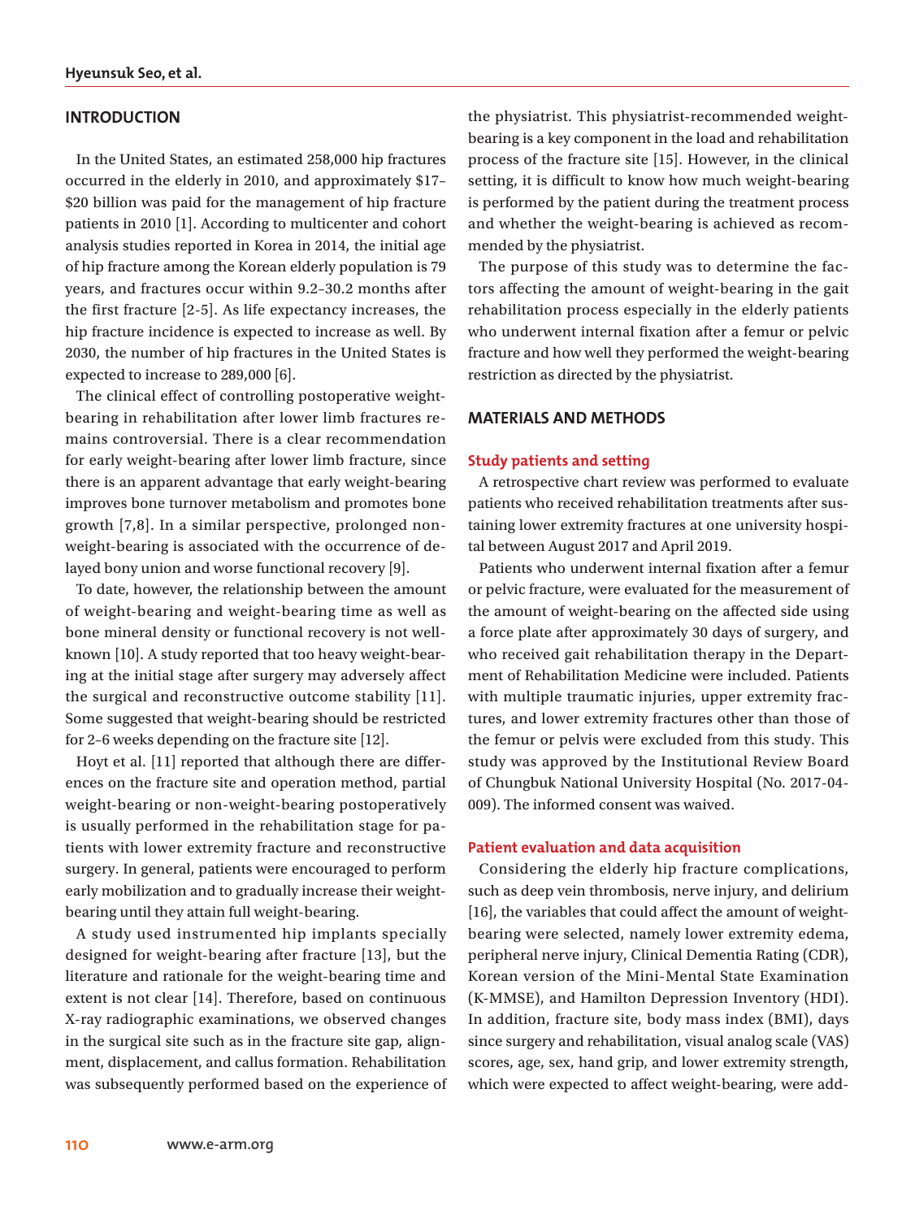## INTRODUCTION

In the United States, an estimated 258,000 hip fractures occurred in the elderly in 2010, and approximately $17–$20 billion was paid for the management of hip fracture patients in 2010 [1]. According to multicenter and cohort analysis studies reported in Korea in 2014, the initial age of hip fracture among the Korean elderly population is 79 years, and fractures occur within 9.2–30.2 months after the first fracture [2-5]. As life expectancy increases, the hip fracture incidence is expected to increase as well. By 2030, the number of hip fractures in the United States is expected to increase to 289,000 [6].

The clinical effect of controlling postoperative weight-bearing in rehabilitation after lower limb fractures remains controversial. There is a clear recommendation for early weight-bearing after lower limb fracture, since there is an apparent advantage that early weight-bearing improves bone turnover metabolism and promotes bone growth [7,8]. In a similar perspective, prolonged non-weight-bearing is associated with the occurrence of delayed bony union and worse functional recovery [9].

To date, however, the relationship between the amount of weight-bearing and weight-bearing time as well as bone mineral density or functional recovery is not well-known [10]. A study reported that too heavy weight-bearing at the initial stage after surgery may adversely affect the surgical and reconstructive outcome stability [11]. Some suggested that weight-bearing should be restricted for 2–6 weeks depending on the fracture site [12].

Hoyt et al. [11] reported that although there are differences on the fracture site and operation method, partial weight-bearing or non-weight-bearing postoperatively is usually performed in the rehabilitation stage for patients with lower extremity fracture and reconstructive surgery. In general, patients were encouraged to perform early mobilization and to gradually increase their weight-bearing until they attain full weight-bearing.

A study used instrumented hip implants specially designed for weight-bearing after fracture [13], but the literature and rationale for the weight-bearing time and extent is not clear [14]. Therefore, based on continuous X-ray radiographic examinations, we observed changes in the surgical site such as in the fracture site gap, alignment, displacement, and callus formation. Rehabilitation was subsequently performed based on the experience of the physiatrist. This physiatrist-recommended weight-bearing is a key component in the load and rehabilitation process of the fracture site [15]. However, in the clinical setting, it is difficult to know how much weight-bearing is performed by the patient during the treatment process and whether the weight-bearing is achieved as recommended by the physiatrist.

The purpose of this study was to determine the factors affecting the amount of weight-bearing in the gait rehabilitation process especially in the elderly patients who underwent internal fixation after a femur or pelvic fracture and how well they performed the weight-bearing restriction as directed by the physiatrist.

## MATERIALS AND METHODS

### Study patients and setting

A retrospective chart review was performed to evaluate patients who received rehabilitation treatments after sustaining lower extremity fractures at one university hospital between August 2017 and April 2019.

Patients who underwent internal fixation after a femur or pelvic fracture, were evaluated for the measurement of the amount of weight-bearing on the affected side using a force plate after approximately 30 days of surgery, and who received gait rehabilitation therapy in the Department of Rehabilitation Medicine were included. Patients with multiple traumatic injuries, upper extremity fractures, and lower extremity fractures other than those of the femur or pelvis were excluded from this study. This study was approved by the Institutional Review Board of Chungbuk National University Hospital (No. 2017-04-009). The informed consent was waived.

### Patient evaluation and data acquisition

Considering the elderly hip fracture complications, such as deep vein thrombosis, nerve injury, and delirium [16], the variables that could affect the amount of weight-bearing were selected, namely lower extremity edema, peripheral nerve injury, Clinical Dementia Rating (CDR), Korean version of the Mini-Mental State Examination (K-MMSE), and Hamilton Depression Inventory (HDI). In addition, fracture site, body mass index (BMI), days since surgery and rehabilitation, visual analog scale (VAS) scores, age, sex, hand grip, and lower extremity strength, which were expected to affect weight-bearing, were add-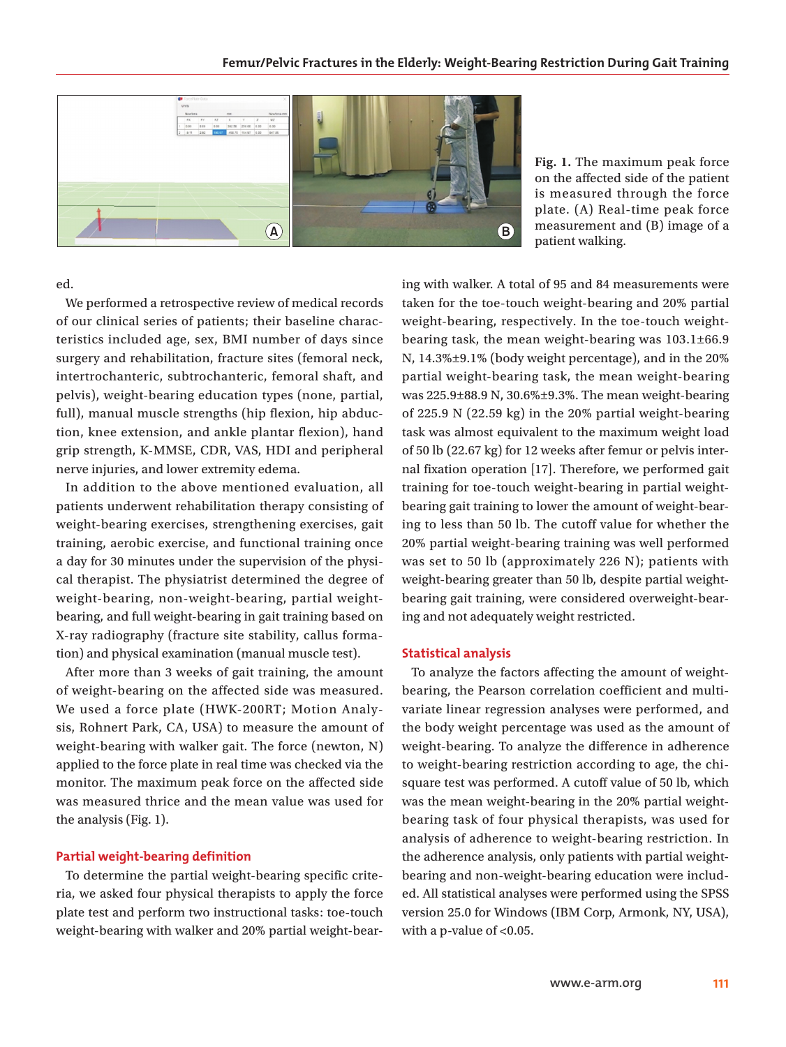Fig. 1. The maximum peak force on the affected side of the patient is measured through the force plate. (A) Real-time peak force measurement and (B) image of a patient walking.

ed.

We performed a retrospective review of medical records of our clinical series of patients; their baseline characteristics included age, sex, BMI number of days since surgery and rehabilitation, fracture sites (femoral neck, intertrochanteric, subtrochanteric, femoral shaft, and pelvis), weight-bearing education types (none, partial, full), manual muscle strengths (hip flexion, hip abduction, knee extension, and ankle plantar flexion), hand grip strength, K-MMSE, CDR, VAS, HDI and peripheral nerve injuries, and lower extremity edema.

In addition to the above mentioned evaluation, all patients underwent rehabilitation therapy consisting of weight-bearing exercises, strengthening exercises, gait training, aerobic exercise, and functional training once a day for 30 minutes under the supervision of the physical therapist. The physiatrist determined the degree of weight-bearing, non-weight-bearing, partial weight-bearing, and full weight-bearing in gait training based on X-ray radiography (fracture site stability, callus formation) and physical examination (manual muscle test).

After more than 3 weeks of gait training, the amount of weight-bearing on the affected side was measured. We used a force plate (HWK-200RT; Motion Analysis, Rohnert Park, CA, USA) to measure the amount of weight-bearing with walker gait. The force (newton, N) applied to the force plate in real time was checked via the monitor. The maximum peak force on the affected side was measured thrice and the mean value was used for the analysis (Fig. 1).

## Partial weight-bearing definition

To determine the partial weight-bearing specific criteria, we asked four physical therapists to apply the force plate test and perform two instructional tasks: toe-touch weight-bearing with walker and 20% partial weight-bearing with walker. A total of 95 and 84 measurements were taken for the toe-touch weight-bearing and 20% partial weight-bearing, respectively. In the toe-touch weight-bearing task, the mean weight-bearing was 103.1±66.9 N, 14.3%±9.1% (body weight percentage), and in the 20% partial weight-bearing task, the mean weight-bearing was 225.9±88.9 N, 30.6%±9.3%. The mean weight-bearing of 225.9 N (22.59 kg) in the 20% partial weight-bearing task was almost equivalent to the maximum weight load of 50 lb (22.67 kg) for 12 weeks after femur or pelvis internal fixation operation [17]. Therefore, we performed gait training for toe-touch weight-bearing in partial weight-bearing gait training to lower the amount of weight-bearing to less than 50 lb. The cutoff value for whether the 20% partial weight-bearing training was well performed was set to 50 lb (approximately 226 N); patients with weight-bearing greater than 50 lb, despite partial weight-bearing gait training, were considered overweight-bearing and not adequately weight restricted.

## Statistical analysis

To analyze the factors affecting the amount of weight-bearing, the Pearson correlation coefficient and multivariate linear regression analyses were performed, and the body weight percentage was used as the amount of weight-bearing. To analyze the difference in adherence to weight-bearing restriction according to age, the chi-square test was performed. A cutoff value of 50 lb, which was the mean weight-bearing in the 20% partial weight-bearing task of four physical therapists, was used for analysis of adherence to weight-bearing restriction. In the adherence analysis, only patients with partial weight-bearing and non-weight-bearing education were included. All statistical analyses were performed using the SPSS version 25.0 for Windows (IBM Corp, Armonk, NY, USA), with a p-value of $<0.05$.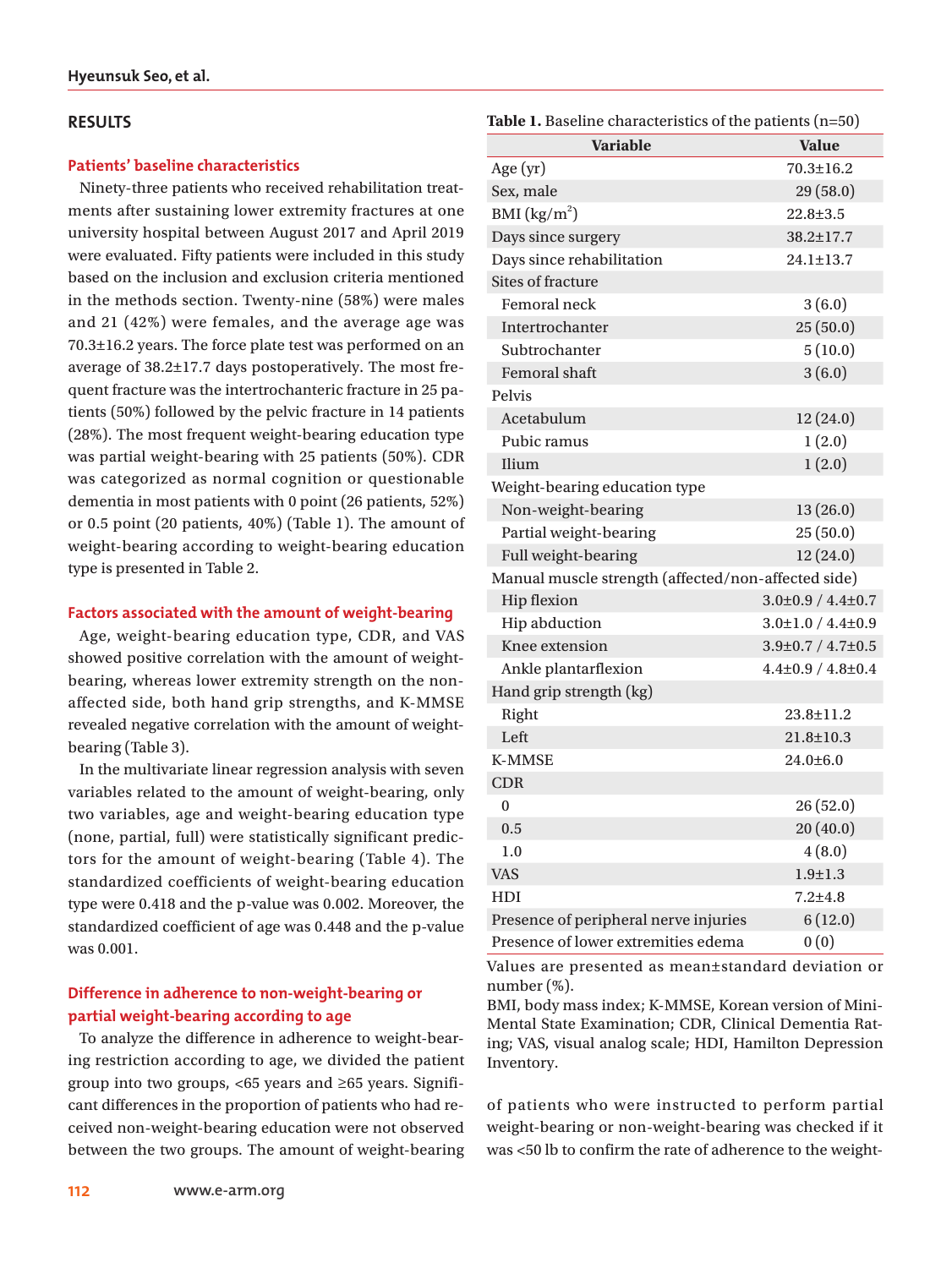## RESULTS

### Patients' baseline characteristics

Ninety-three patients who received rehabilitation treatments after sustaining lower extremity fractures at one university hospital between August 2017 and April 2019 were evaluated. Fifty patients were included in this study based on the inclusion and exclusion criteria mentioned in the methods section. Twenty-nine (58%) were males and 21 (42%) were females, and the average age was 70.3±16.2 years. The force plate test was performed on an average of 38.2±17.7 days postoperatively. The most frequent fracture was the intertrochanteric fracture in 25 patients (50%) followed by the pelvic fracture in 14 patients (28%). The most frequent weight-bearing education type was partial weight-bearing with 25 patients (50%). CDR was categorized as normal cognition or questionable dementia in most patients with 0 point (26 patients, 52%) or 0.5 point (20 patients, 40%) (Table 1). The amount of weight-bearing according to weight-bearing education type is presented in Table 2.

### Factors associated with the amount of weight-bearing

Age, weight-bearing education type, CDR, and VAS showed positive correlation with the amount of weight-bearing, whereas lower extremity strength on the non-affected side, both hand grip strengths, and K-MMSE revealed negative correlation with the amount of weight-bearing (Table 3).

In the multivariate linear regression analysis with seven variables related to the amount of weight-bearing, only two variables, age and weight-bearing education type (none, partial, full) were statistically significant predictors for the amount of weight-bearing (Table 4). The standardized coefficients of weight-bearing education type were 0.418 and the p-value was 0.002. Moreover, the standardized coefficient of age was 0.448 and the p-value was 0.001.

### Difference in adherence to non-weight-bearing or partial weight-bearing according to age

To analyze the difference in adherence to weight-bearing restriction according to age, we divided the patient group into two groups, <65 years and ≥65 years. Significant differences in the proportion of patients who had received non-weight-bearing education were not observed between the two groups. The amount of weight-bearing of patients who were instructed to perform partial weight-bearing or non-weight-bearing was checked if it was <50 lb to confirm the rate of adherence to the weight-

**Table 1.** Baseline characteristics of the patients (n=50)

| Variable | Value |
|---|---|
| Age (yr) | 70.3±16.2 |
| Sex, male | 29 (58.0) |
| BMI (kg/m$^2$) | 22.8±3.5 |
| Days since surgery | 38.2±17.7 |
| Days since rehabilitation | 24.1±13.7 |
| Sites of fracture | |
| Femoral neck | 3 (6.0) |
| Intertrochanter | 25 (50.0) |
| Subtrochanter | 5 (10.0) |
| Femoral shaft | 3 (6.0) |
| Pelvis | |
| Acetabulum | 12 (24.0) |
| Pubic ramus | 1 (2.0) |
| Ilium | 1 (2.0) |
| Weight-bearing education type | |
| Non-weight-bearing | 13 (26.0) |
| Partial weight-bearing | 25 (50.0) |
| Full weight-bearing | 12 (24.0) |
| Manual muscle strength (affected/non-affected side) | |
| Hip flexion | 3.0±0.9 / 4.4±0.7 |
| Hip abduction | 3.0±1.0 / 4.4±0.9 |
| Knee extension | 3.9±0.7 / 4.7±0.5 |
| Ankle plantarflexion | 4.4±0.9 / 4.8±0.4 |
| Hand grip strength (kg) | |
| Right | 23.8±11.2 |
| Left | 21.8±10.3 |
| K-MMSE | 24.0±6.0 |
| CDR | |
| 0 | 26 (52.0) |
| 0.5 | 20 (40.0) |
| 1.0 | 4 (8.0) |
| VAS | 1.9±1.3 |
| HDI | 7.2±4.8 |
| Presence of peripheral nerve injuries | 6 (12.0) |
| Presence of lower extremities edema | 0 (0) |

Values are presented as mean±standard deviation or number (%).

BMI, body mass index; K-MMSE, Korean version of Mini-Mental State Examination; CDR, Clinical Dementia Rating; VAS, visual analog scale; HDI, Hamilton Depression Inventory.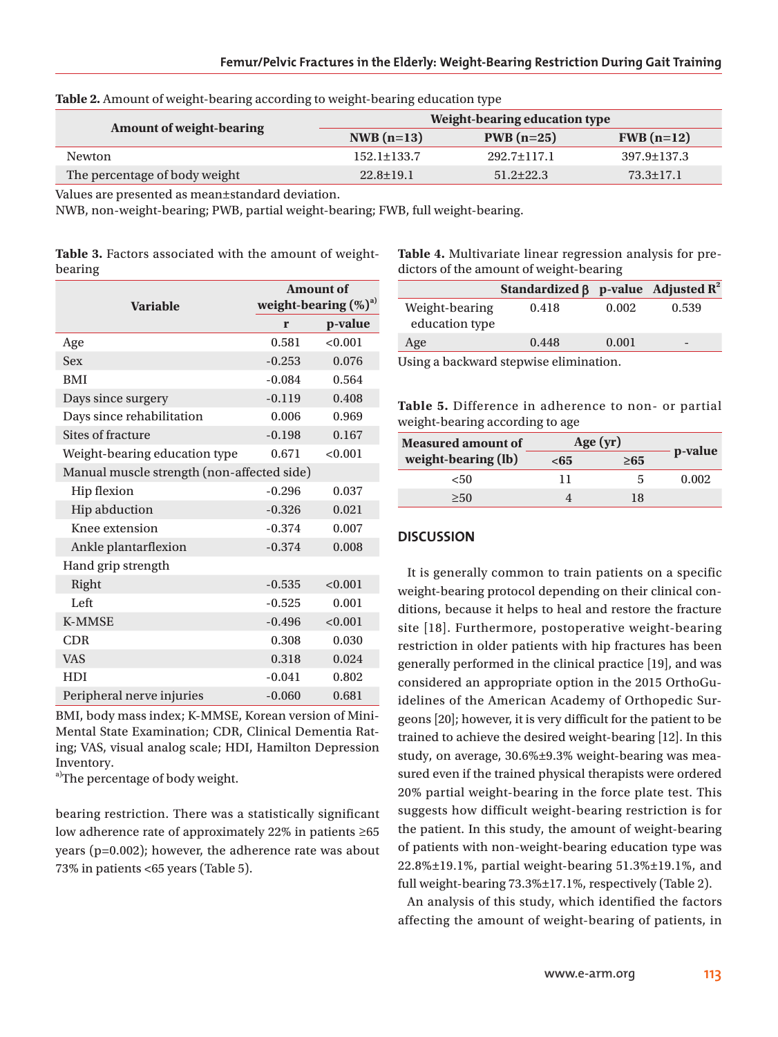**Table 2.** Amount of weight-bearing according to weight-bearing education type

| Amount of weight-bearing | Weight-bearing education type | | |
|---|---|---|---|
| | NWB (n=13) | PWB (n=25) | FWB (n=12) |
| Newton | 152.1±133.7 | 292.7±117.1 | 397.9±137.3 |
| The percentage of body weight | 22.8±19.1 | 51.2±22.3 | 73.3±17.1 |

Values are presented as mean±standard deviation.
NWB, non-weight-bearing; PWB, partial weight-bearing; FWB, full weight-bearing.

**Table 3.** Factors associated with the amount of weight-bearing

| Variable | Amount of weight-bearing (%)[a] | |
|---|---|---|
| | r | p-value |
| Age | 0.581 | <0.001 |
| Sex | -0.253 | 0.076 |
| BMI | -0.084 | 0.564 |
| Days since surgery | -0.119 | 0.408 |
| Days since rehabilitation | 0.006 | 0.969 |
| Sites of fracture | -0.198 | 0.167 |
| Weight-bearing education type | 0.671 | <0.001 |
| Manual muscle strength (non-affected side) | | |
| Hip flexion | -0.296 | 0.037 |
| Hip abduction | -0.326 | 0.021 |
| Knee extension | -0.374 | 0.007 |
| Ankle plantarflexion | -0.374 | 0.008 |
| Hand grip strength | | |
| Right | -0.535 | <0.001 |
| Left | -0.525 | 0.001 |
| K-MMSE | -0.496 | <0.001 |
| CDR | 0.308 | 0.030 |
| VAS | 0.318 | 0.024 |
| HDI | -0.041 | 0.802 |
| Peripheral nerve injuries | -0.060 | 0.681 |

BMI, body mass index; K-MMSE, Korean version of Mini-Mental State Examination; CDR, Clinical Dementia Rating; VAS, visual analog scale; HDI, Hamilton Depression Inventory.
[a]The percentage of body weight.

bearing restriction. There was a statistically significant low adherence rate of approximately 22% in patients ≥65 years (p=0.002); however, the adherence rate was about 73% in patients <65 years (Table 5).

**Table 4.** Multivariate linear regression analysis for predictors of the amount of weight-bearing

| | Standardized β | p-value | Adjusted $R^2$ |
|---|---|---|---|
| Weight-bearing education type | 0.418 | 0.002 | 0.539 |
| Age | 0.448 | 0.001 | - |

Using a backward stepwise elimination.

**Table 5.** Difference in adherence to non- or partial weight-bearing according to age

| Measured amount of weight-bearing (lb) | Age (yr) | | p-value |
|---|---|---|---|
| | <65 | ≥65 | |
| <50 | 11 | 5 | 0.002 |
| ≥50 | 4 | 18 | |

## DISCUSSION

It is generally common to train patients on a specific weight-bearing protocol depending on their clinical conditions, because it helps to heal and restore the fracture site [18]. Furthermore, postoperative weight-bearing restriction in older patients with hip fractures has been generally performed in the clinical practice [19], and was considered an appropriate option in the 2015 OrthoGuidelines of the American Academy of Orthopedic Surgeons [20]; however, it is very difficult for the patient to be trained to achieve the desired weight-bearing [12]. In this study, on average, 30.6%±9.3% weight-bearing was measured even if the trained physical therapists were ordered 20% partial weight-bearing in the force plate test. This suggests how difficult weight-bearing restriction is for the patient. In this study, the amount of weight-bearing of patients with non-weight-bearing education type was 22.8%±19.1%, partial weight-bearing 51.3%±19.1%, and full weight-bearing 73.3%±17.1%, respectively (Table 2).

An analysis of this study, which identified the factors affecting the amount of weight-bearing of patients, in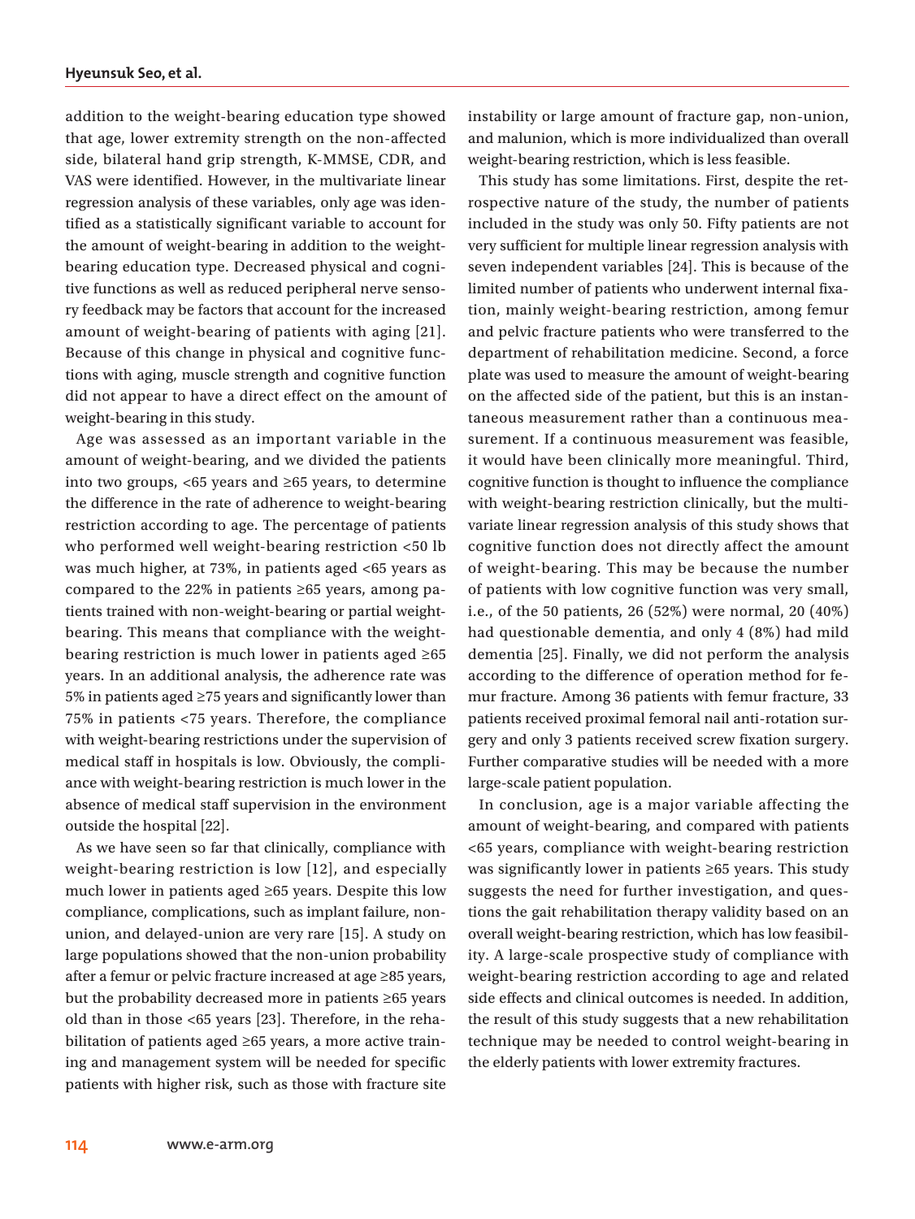addition to the weight-bearing education type showed that age, lower extremity strength on the non-affected side, bilateral hand grip strength, K-MMSE, CDR, and VAS were identified. However, in the multivariate linear regression analysis of these variables, only age was identified as a statistically significant variable to account for the amount of weight-bearing in addition to the weight-bearing education type. Decreased physical and cognitive functions as well as reduced peripheral nerve sensory feedback may be factors that account for the increased amount of weight-bearing of patients with aging [21]. Because of this change in physical and cognitive functions with aging, muscle strength and cognitive function did not appear to have a direct effect on the amount of weight-bearing in this study.

Age was assessed as an important variable in the amount of weight-bearing, and we divided the patients into two groups, <65 years and ≥65 years, to determine the difference in the rate of adherence to weight-bearing restriction according to age. The percentage of patients who performed well weight-bearing restriction <50 lb was much higher, at 73%, in patients aged <65 years as compared to the 22% in patients ≥65 years, among patients trained with non-weight-bearing or partial weight-bearing. This means that compliance with the weight-bearing restriction is much lower in patients aged ≥65 years. In an additional analysis, the adherence rate was 5% in patients aged ≥75 years and significantly lower than 75% in patients <75 years. Therefore, the compliance with weight-bearing restrictions under the supervision of medical staff in hospitals is low. Obviously, the compliance with weight-bearing restriction is much lower in the absence of medical staff supervision in the environment outside the hospital [22].

As we have seen so far that clinically, compliance with weight-bearing restriction is low [12], and especially much lower in patients aged ≥65 years. Despite this low compliance, complications, such as implant failure, non-union, and delayed-union are very rare [15]. A study on large populations showed that the non-union probability after a femur or pelvic fracture increased at age ≥85 years, but the probability decreased more in patients ≥65 years old than in those <65 years [23]. Therefore, in the rehabilitation of patients aged ≥65 years, a more active training and management system will be needed for specific patients with higher risk, such as those with fracture site instability or large amount of fracture gap, non-union, and malunion, which is more individualized than overall weight-bearing restriction, which is less feasible.

This study has some limitations. First, despite the retrospective nature of the study, the number of patients included in the study was only 50. Fifty patients are not very sufficient for multiple linear regression analysis with seven independent variables [24]. This is because of the limited number of patients who underwent internal fixation, mainly weight-bearing restriction, among femur and pelvic fracture patients who were transferred to the department of rehabilitation medicine. Second, a force plate was used to measure the amount of weight-bearing on the affected side of the patient, but this is an instantaneous measurement rather than a continuous measurement. If a continuous measurement was feasible, it would have been clinically more meaningful. Third, cognitive function is thought to influence the compliance with weight-bearing restriction clinically, but the multivariate linear regression analysis of this study shows that cognitive function does not directly affect the amount of weight-bearing. This may be because the number of patients with low cognitive function was very small, i.e., of the 50 patients, 26 (52%) were normal, 20 (40%) had questionable dementia, and only 4 (8%) had mild dementia [25]. Finally, we did not perform the analysis according to the difference of operation method for femur fracture. Among 36 patients with femur fracture, 33 patients received proximal femoral nail anti-rotation surgery and only 3 patients received screw fixation surgery. Further comparative studies will be needed with a more large-scale patient population.

In conclusion, age is a major variable affecting the amount of weight-bearing, and compared with patients <65 years, compliance with weight-bearing restriction was significantly lower in patients ≥65 years. This study suggests the need for further investigation, and questions the gait rehabilitation therapy validity based on an overall weight-bearing restriction, which has low feasibility. A large-scale prospective study of compliance with weight-bearing restriction according to age and related side effects and clinical outcomes is needed. In addition, the result of this study suggests that a new rehabilitation technique may be needed to control weight-bearing in the elderly patients with lower extremity fractures.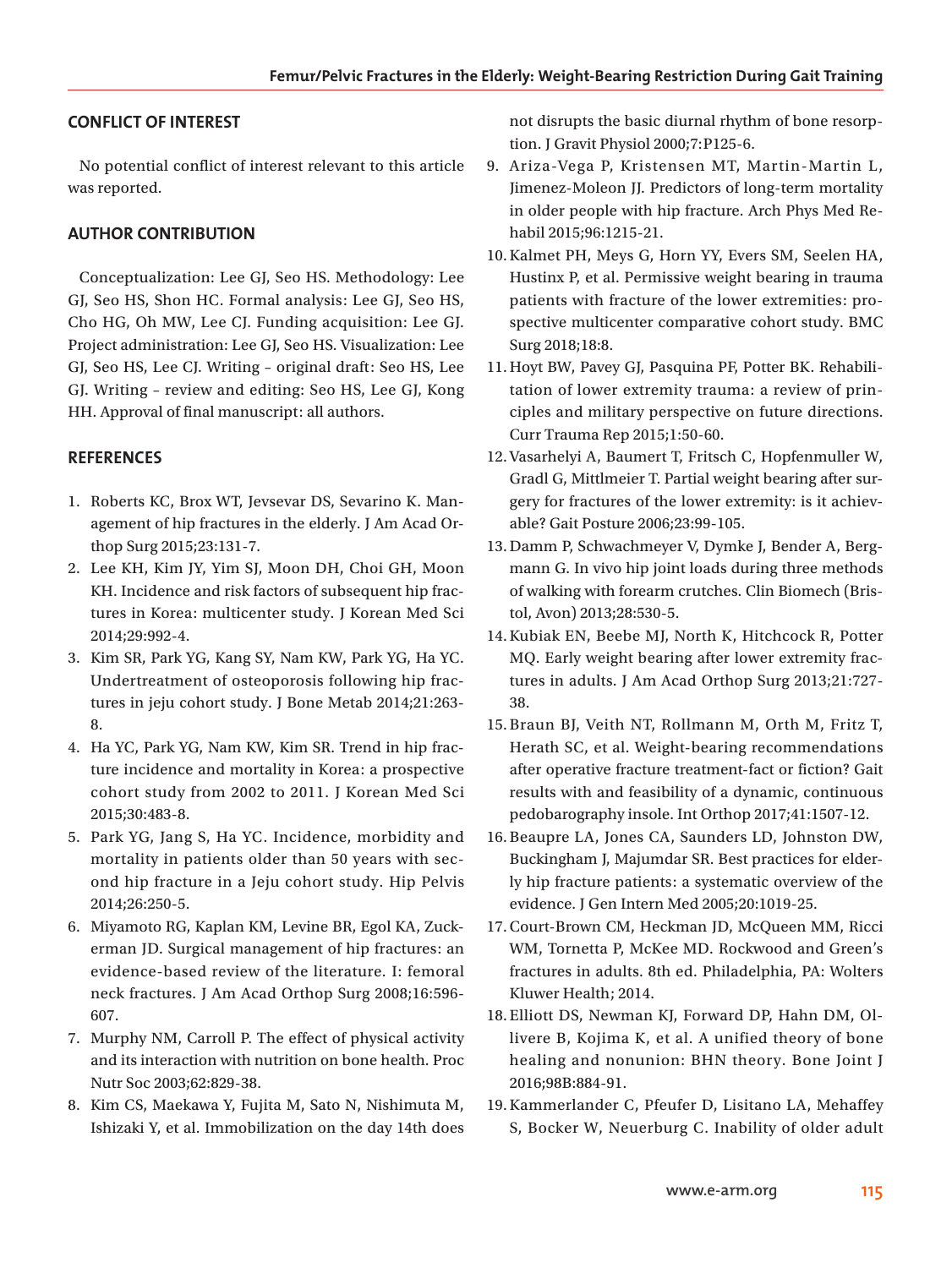## CONFLICT OF INTEREST

No potential conflict of interest relevant to this article was reported.

## AUTHOR CONTRIBUTION

Conceptualization: Lee GJ, Seo HS. Methodology: Lee GJ, Seo HS, Shon HC. Formal analysis: Lee GJ, Seo HS, Cho HG, Oh MW, Lee CJ. Funding acquisition: Lee GJ. Project administration: Lee GJ, Seo HS. Visualization: Lee GJ, Seo HS, Lee CJ. Writing – original draft: Seo HS, Lee GJ. Writing – review and editing: Seo HS, Lee GJ, Kong HH. Approval of final manuscript: all authors.

## REFERENCES

1. Roberts KC, Brox WT, Jevsevar DS, Sevarino K. Management of hip fractures in the elderly. J Am Acad Orthop Surg 2015;23:131-7.
2. Lee KH, Kim JY, Yim SJ, Moon DH, Choi GH, Moon KH. Incidence and risk factors of subsequent hip fractures in Korea: multicenter study. J Korean Med Sci 2014;29:992-4.
3. Kim SR, Park YG, Kang SY, Nam KW, Park YG, Ha YC. Undertreatment of osteoporosis following hip fractures in jeju cohort study. J Bone Metab 2014;21:263-8.
4. Ha YC, Park YG, Nam KW, Kim SR. Trend in hip fracture incidence and mortality in Korea: a prospective cohort study from 2002 to 2011. J Korean Med Sci 2015;30:483-8.
5. Park YG, Jang S, Ha YC. Incidence, morbidity and mortality in patients older than 50 years with second hip fracture in a Jeju cohort study. Hip Pelvis 2014;26:250-5.
6. Miyamoto RG, Kaplan KM, Levine BR, Egol KA, Zuckerman JD. Surgical management of hip fractures: an evidence-based review of the literature. I: femoral neck fractures. J Am Acad Orthop Surg 2008;16:596-607.
7. Murphy NM, Carroll P. The effect of physical activity and its interaction with nutrition on bone health. Proc Nutr Soc 2003;62:829-38.
8. Kim CS, Maekawa Y, Fujita M, Sato N, Nishimuta M, Ishizaki Y, et al. Immobilization on the day 14th does not disrupts the basic diurnal rhythm of bone resorption. J Gravit Physiol 2000;7:P125-6.
9. Ariza-Vega P, Kristensen MT, Martin-Martin L, Jimenez-Moleon JJ. Predictors of long-term mortality in older people with hip fracture. Arch Phys Med Rehabil 2015;96:1215-21.
10. Kalmet PH, Meys G, Horn YY, Evers SM, Seelen HA, Hustinx P, et al. Permissive weight bearing in trauma patients with fracture of the lower extremities: prospective multicenter comparative cohort study. BMC Surg 2018;18:8.
11. Hoyt BW, Pavey GJ, Pasquina PF, Potter BK. Rehabilitation of lower extremity trauma: a review of principles and military perspective on future directions. Curr Trauma Rep 2015;1:50-60.
12. Vasarhelyi A, Baumert T, Fritsch C, Hopfenmuller W, Gradl G, Mittlmeier T. Partial weight bearing after surgery for fractures of the lower extremity: is it achievable? Gait Posture 2006;23:99-105.
13. Damm P, Schwachmeyer V, Dymke J, Bender A, Bergmann G. In vivo hip joint loads during three methods of walking with forearm crutches. Clin Biomech (Bristol, Avon) 2013;28:530-5.
14. Kubiak EN, Beebe MJ, North K, Hitchcock R, Potter MQ. Early weight bearing after lower extremity fractures in adults. J Am Acad Orthop Surg 2013;21:727-38.
15. Braun BJ, Veith NT, Rollmann M, Orth M, Fritz T, Herath SC, et al. Weight-bearing recommendations after operative fracture treatment-fact or fiction? Gait results with and feasibility of a dynamic, continuous pedobarography insole. Int Orthop 2017;41:1507-12.
16. Beaupre LA, Jones CA, Saunders LD, Johnston DW, Buckingham J, Majumdar SR. Best practices for elderly hip fracture patients: a systematic overview of the evidence. J Gen Intern Med 2005;20:1019-25.
17. Court-Brown CM, Heckman JD, McQueen MM, Ricci WM, Tornetta P, McKee MD. Rockwood and Green's fractures in adults. 8th ed. Philadelphia, PA: Wolters Kluwer Health; 2014.
18. Elliott DS, Newman KJ, Forward DP, Hahn DM, Ollivere B, Kojima K, et al. A unified theory of bone healing and nonunion: BHN theory. Bone Joint J 2016;98B:884-91.
19. Kammerlander C, Pfeufer D, Lisitano LA, Mehaffey S, Bocker W, Neuerburg C. Inability of older adult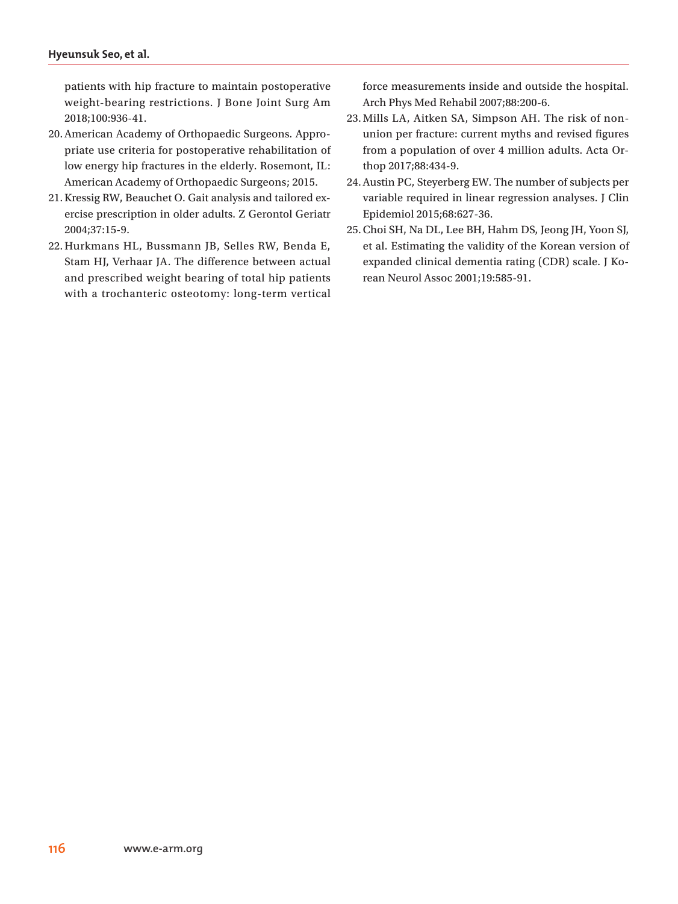patients with hip fracture to maintain postoperative weight-bearing restrictions. J Bone Joint Surg Am 2018;100:936-41.

20. American Academy of Orthopaedic Surgeons. Appropriate use criteria for postoperative rehabilitation of low energy hip fractures in the elderly. Rosemont, IL: American Academy of Orthopaedic Surgeons; 2015.
21. Kressig RW, Beauchet O. Gait analysis and tailored exercise prescription in older adults. Z Gerontol Geriatr 2004;37:15-9.
22. Hurkmans HL, Bussmann JB, Selles RW, Benda E, Stam HJ, Verhaar JA. The difference between actual and prescribed weight bearing of total hip patients with a trochanteric osteotomy: long-term vertical force measurements inside and outside the hospital. Arch Phys Med Rehabil 2007;88:200-6.
23. Mills LA, Aitken SA, Simpson AH. The risk of non-union per fracture: current myths and revised figures from a population of over 4 million adults. Acta Orthop 2017;88:434-9.
24. Austin PC, Steyerberg EW. The number of subjects per variable required in linear regression analyses. J Clin Epidemiol 2015;68:627-36.
25. Choi SH, Na DL, Lee BH, Hahm DS, Jeong JH, Yoon SJ, et al. Estimating the validity of the Korean version of expanded clinical dementia rating (CDR) scale. J Korean Neurol Assoc 2001;19:585-91.